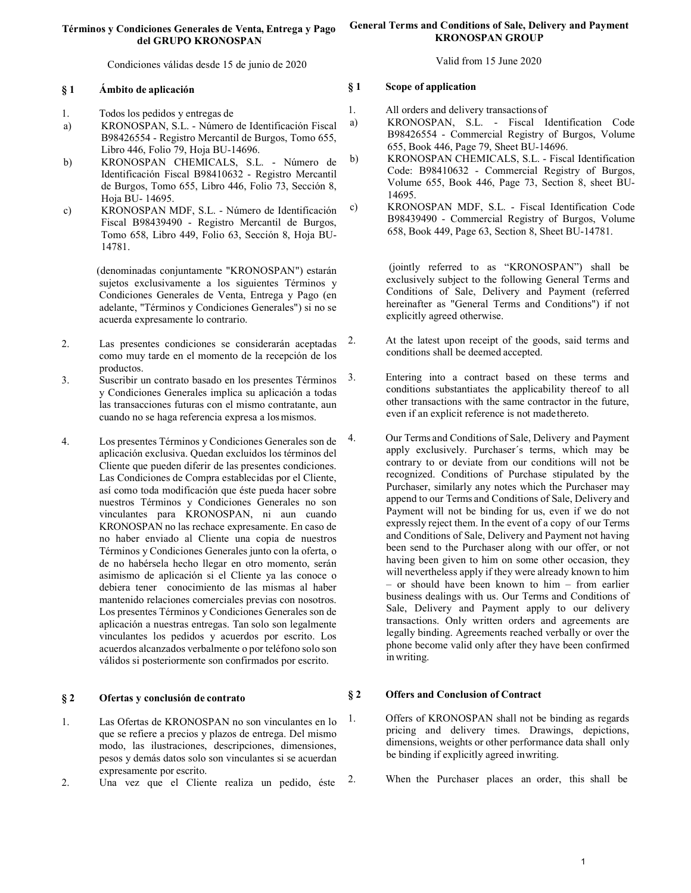**Términos y Condiciones Generales de Venta, Entrega y Pago del GRUPO KRONOSPAN**

Condiciones válidas desde 15 de junio de 2020

## § 1 Ámbito de aplicación

1. Todos los pedidos y entregas de
   a) KRONOSPAN, S.L. - Número de Identificación Fiscal B98426554 - Registro Mercantil de Burgos, Tomo 655, Libro 446, Folio 79, Hoja BU-14696.
   b) KRONOSPAN CHEMICALS, S.L. - Número de Identificación Fiscal B98410632 - Registro Mercantil de Burgos, Tomo 655, Libro 446, Folio 73, Sección 8, Hoja BU- 14695.
   c) KRONOSPAN MDF, S.L. - Número de Identificación Fiscal B98439490 - Registro Mercantil de Burgos, Tomo 658, Libro 449, Folio 63, Sección 8, Hoja BU-14781.

   (denominadas conjuntamente "KRONOSPAN") estarán sujetos exclusivamente a los siguientes Términos y Condiciones Generales de Venta, Entrega y Pago (en adelante, "Términos y Condiciones Generales") si no se acuerda expresamente lo contrario.

2. Las presentes condiciones se considerarán aceptadas como muy tarde en el momento de la recepción de los productos.
3. Suscribir un contrato basado en los presentes Términos y Condiciones Generales implica su aplicación a todas las transacciones futuras con el mismo contratante, aun cuando no se haga referencia expresa a los mismos.
4. Los presentes Términos y Condiciones Generales son de aplicación exclusiva. Quedan excluidos los términos del Cliente que pueden diferir de las presentes condiciones. Las Condiciones de Compra establecidas por el Cliente, así como toda modificación que éste pueda hacer sobre nuestros Términos y Condiciones Generales no son vinculantes para KRONOSPAN, ni aun cuando KRONOSPAN no las rechace expresamente. En caso de no haber enviado al Cliente una copia de nuestros Términos y Condiciones Generales junto con la oferta, o de no habérsela hecho llegar en otro momento, serán asimismo de aplicación si el Cliente ya las conoce o debiera tener conocimiento de las mismas al haber mantenido relaciones comerciales previas con nosotros. Los presentes Términos y Condiciones Generales son de aplicación a nuestras entregas. Tan solo son legalmente vinculantes los pedidos y acuerdos por escrito. Los acuerdos alcanzados verbalmente o por teléfono solo son válidos si posteriormente son confirmados por escrito.

## § 2 Ofertas y conclusión de contrato

1. Las Ofertas de KRONOSPAN no son vinculantes en lo que se refiere a precios y plazos de entrega. Del mismo modo, las ilustraciones, descripciones, dimensiones, pesos y demás datos solo son vinculantes si se acuerdan expresamente por escrito.
2. Una vez que el Cliente realiza un pedido, éste

**General Terms and Conditions of Sale, Delivery and Payment KRONOSPAN GROUP**

Valid from 15 June 2020

## § 1 Scope of application

1. All orders and delivery transactions of
   a) KRONOSPAN, S.L. - Fiscal Identification Code B98426554 - Commercial Registry of Burgos, Volume 655, Book 446, Page 79, Sheet BU-14696.
   b) KRONOSPAN CHEMICALS, S.L. - Fiscal Identification Code: B98410632 - Commercial Registry of Burgos, Volume 655, Book 446, Page 73, Section 8, sheet BU-14695.
   c) KRONOSPAN MDF, S.L. - Fiscal Identification Code B98439490 - Commercial Registry of Burgos, Volume 658, Book 449, Page 63, Section 8, Sheet BU-14781.

   (jointly referred to as "KRONOSPAN") shall be exclusively subject to the following General Terms and Conditions of Sale, Delivery and Payment (referred hereinafter as "General Terms and Conditions") if not explicitly agreed otherwise.

2. At the latest upon receipt of the goods, said terms and conditions shall be deemed accepted.
3. Entering into a contract based on these terms and conditions substantiates the applicability thereof to all other transactions with the same contractor in the future, even if an explicit reference is not made thereto.
4. Our Terms and Conditions of Sale, Delivery and Payment apply exclusively. Purchaser´s terms, which may be contrary to or deviate from our conditions will not be recognized. Conditions of Purchase stipulated by the Purchaser, similarly any notes which the Purchaser may append to our Terms and Conditions of Sale, Delivery and Payment will not be binding for us, even if we do not expressly reject them. In the event of a copy of our Terms and Conditions of Sale, Delivery and Payment not having been send to the Purchaser along with our offer, or not having been given to him on some other occasion, they will nevertheless apply if they were already known to him – or should have been known to him – from earlier business dealings with us. Our Terms and Conditions of Sale, Delivery and Payment apply to our delivery transactions. Only written orders and agreements are legally binding. Agreements reached verbally or over the phone become valid only after they have been confirmed in writing.

## § 2 Offers and Conclusion of Contract

1. Offers of KRONOSPAN shall not be binding as regards pricing and delivery times. Drawings, depictions, dimensions, weights or other performance data shall only be binding if explicitly agreed in writing.
2. When the Purchaser places an order, this shall be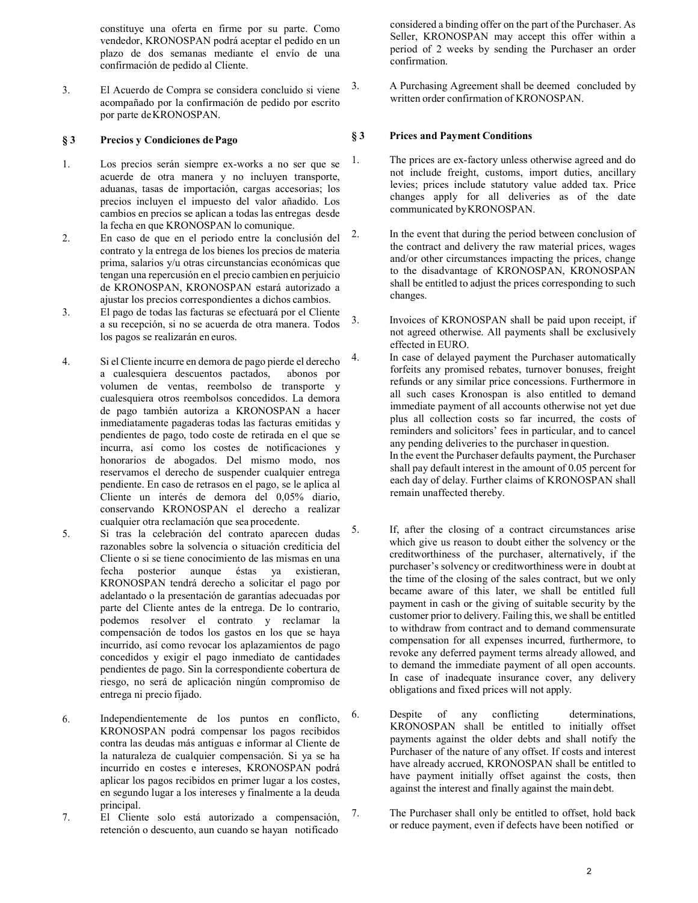constituye una oferta en firme por su parte. Como vendedor, KRONOSPAN podrá aceptar el pedido en un plazo de dos semanas mediante el envío de una confirmación de pedido al Cliente.

3. El Acuerdo de Compra se considera concluido si viene acompañado por la confirmación de pedido por escrito por parte de KRONOSPAN.

### § 3 Precios y Condiciones de Pago

1. Los precios serán siempre ex-works a no ser que se acuerde de otra manera y no incluyen transporte, aduanas, tasas de importación, cargas accesorias; los precios incluyen el impuesto del valor añadido. Los cambios en precios se aplican a todas las entregas desde la fecha en que KRONOSPAN lo comunique.
2. En caso de que en el periodo entre la conclusión del contrato y la entrega de los bienes los precios de materia prima, salarios y/u otras circunstancias económicas que tengan una repercusión en el precio cambien en perjuicio de KRONOSPAN, KRONOSPAN estará autorizado a ajustar los precios correspondientes a dichos cambios.
3. El pago de todas las facturas se efectuará por el Cliente a su recepción, si no se acuerda de otra manera. Todos los pagos se realizarán en euros.
4. Si el Cliente incurre en demora de pago pierde el derecho a cualesquiera descuentos pactados, abonos por volumen de ventas, reembolso de transporte y cualesquiera otros reembolsos concedidos. La demora de pago también autoriza a KRONOSPAN a hacer inmediatamente pagaderas todas las facturas emitidas y pendientes de pago, todo coste de retirada en el que se incurra, así como los costes de notificaciones y honorarios de abogados. Del mismo modo, nos reservamos el derecho de suspender cualquier entrega pendiente. En caso de retrasos en el pago, se le aplica al Cliente un interés de demora del 0,05% diario, conservando KRONOSPAN el derecho a realizar cualquier otra reclamación que sea procedente.
5. Si tras la celebración del contrato aparecen dudas razonables sobre la solvencia o situación crediticia del Cliente o si se tiene conocimiento de las mismas en una fecha posterior aunque éstas ya existieran, KRONOSPAN tendrá derecho a solicitar el pago por adelantado o la presentación de garantías adecuadas por parte del Cliente antes de la entrega. De lo contrario, podemos resolver el contrato y reclamar la compensación de todos los gastos en los que se haya incurrido, así como revocar los aplazamientos de pago concedidos y exigir el pago inmediato de cantidades pendientes de pago. Sin la correspondiente cobertura de riesgo, no será de aplicación ningún compromiso de entrega ni precio fijado.
6. Independientemente de los puntos en conflicto, KRONOSPAN podrá compensar los pagos recibidos contra las deudas más antiguas e informar al Cliente de la naturaleza de cualquier compensación. Si ya se ha incurrido en costes e intereses, KRONOSPAN podrá aplicar los pagos recibidos en primer lugar a los costes, en segundo lugar a los intereses y finalmente a la deuda principal.
7. El Cliente solo está autorizado a compensación, retención o descuento, aun cuando se hayan notificado

considered a binding offer on the part of the Purchaser. As Seller, KRONOSPAN may accept this offer within a period of 2 weeks by sending the Purchaser an order confirmation.

3. A Purchasing Agreement shall be deemed concluded by written order confirmation of KRONOSPAN.

### § 3 Prices and Payment Conditions

1. The prices are ex-factory unless otherwise agreed and do not include freight, customs, import duties, ancillary levies; prices include statutory value added tax. Price changes apply for all deliveries as of the date communicated by KRONOSPAN.
2. In the event that during the period between conclusion of the contract and delivery the raw material prices, wages and/or other circumstances impacting the prices, change to the disadvantage of KRONOSPAN, KRONOSPAN shall be entitled to adjust the prices corresponding to such changes.
3. Invoices of KRONOSPAN shall be paid upon receipt, if not agreed otherwise. All payments shall be exclusively effected in EURO.
4. In case of delayed payment the Purchaser automatically forfeits any promised rebates, turnover bonuses, freight refunds or any similar price concessions. Furthermore in all such cases Kronospan is also entitled to demand immediate payment of all accounts otherwise not yet due plus all collection costs so far incurred, the costs of reminders and solicitors' fees in particular, and to cancel any pending deliveries to the purchaser in question.
   In the event the Purchaser defaults payment, the Purchaser shall pay default interest in the amount of 0.05 percent for each day of delay. Further claims of KRONOSPAN shall remain unaffected thereby.
5. If, after the closing of a contract circumstances arise which give us reason to doubt either the solvency or the creditworthiness of the purchaser, alternatively, if the purchaser's solvency or creditworthiness were in doubt at the time of the closing of the sales contract, but we only became aware of this later, we shall be entitled full payment in cash or the giving of suitable security by the customer prior to delivery. Failing this, we shall be entitled to withdraw from contract and to demand commensurate compensation for all expenses incurred, furthermore, to revoke any deferred payment terms already allowed, and to demand the immediate payment of all open accounts. In case of inadequate insurance cover, any delivery obligations and fixed prices will not apply.
6. Despite of any conflicting determinations, KRONOSPAN shall be entitled to initially offset payments against the older debts and shall notify the Purchaser of the nature of any offset. If costs and interest have already accrued, KRONOSPAN shall be entitled to have payment initially offset against the costs, then against the interest and finally against the main debt.
7. The Purchaser shall only be entitled to offset, hold back or reduce payment, even if defects have been notified or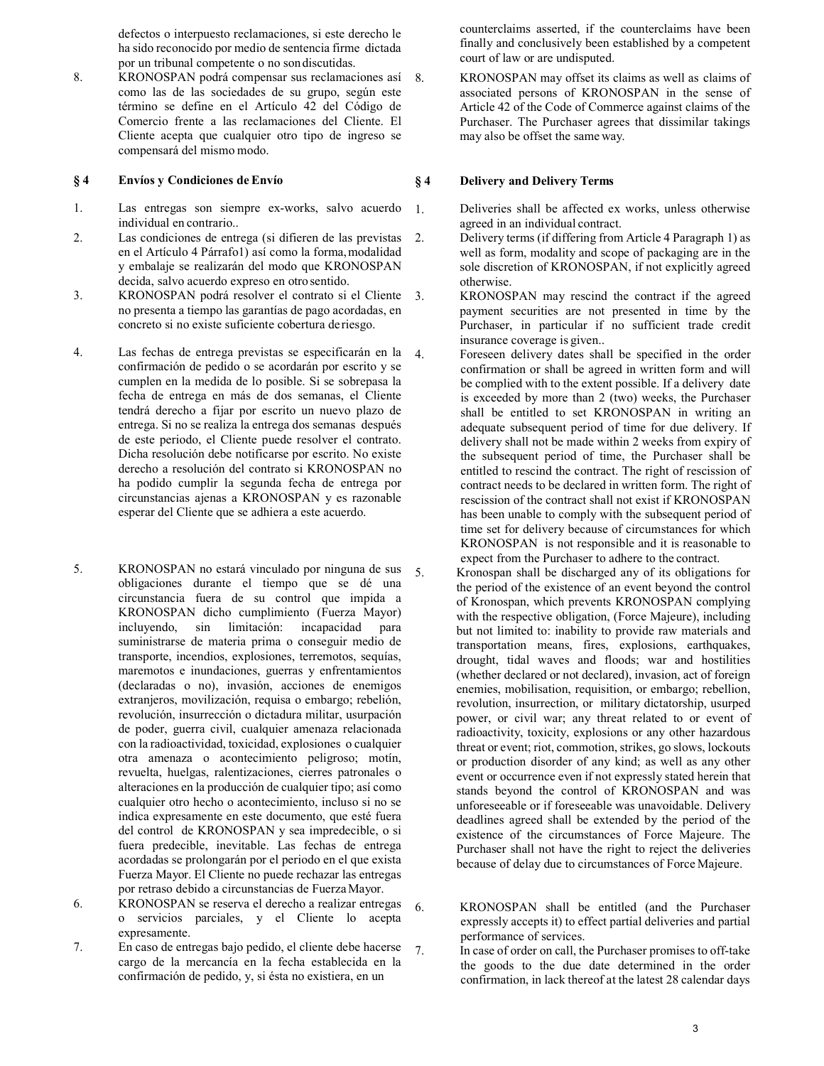defectos o interpuesto reclamaciones, si este derecho le ha sido reconocido por medio de sentencia firme dictada por un tribunal competente o no son discutidas.

8. KRONOSPAN podrá compensar sus reclamaciones así como las de las sociedades de su grupo, según este término se define en el Artículo 42 del Código de Comercio frente a las reclamaciones del Cliente. El Cliente acepta que cualquier otro tipo de ingreso se compensará del mismo modo.

## § 4 Envíos y Condiciones de Envío

1. Las entregas son siempre ex-works, salvo acuerdo individual en contrario..
2. Las condiciones de entrega (si difieren de las previstas en el Artículo 4 Párrafo1) así como la forma, modalidad y embalaje se realizarán del modo que KRONOSPAN decida, salvo acuerdo expreso en otro sentido.
3. KRONOSPAN podrá resolver el contrato si el Cliente no presenta a tiempo las garantías de pago acordadas, en concreto si no existe suficiente cobertura de riesgo.
4. Las fechas de entrega previstas se especificarán en la confirmación de pedido o se acordarán por escrito y se cumplen en la medida de lo posible. Si se sobrepasa la fecha de entrega en más de dos semanas, el Cliente tendrá derecho a fijar por escrito un nuevo plazo de entrega. Si no se realiza la entrega dos semanas después de este periodo, el Cliente puede resolver el contrato. Dicha resolución debe notificarse por escrito. No existe derecho a resolución del contrato si KRONOSPAN no ha podido cumplir la segunda fecha de entrega por circunstancias ajenas a KRONOSPAN y es razonable esperar del Cliente que se adhiera a este acuerdo.
5. KRONOSPAN no estará vinculado por ninguna de sus obligaciones durante el tiempo que se dé una circunstancia fuera de su control que impida a KRONOSPAN dicho cumplimiento (Fuerza Mayor) incluyendo, sin limitación: incapacidad para suministrarse de materia prima o conseguir medio de transporte, incendios, explosiones, terremotos, sequías, maremotos e inundaciones, guerras y enfrentamientos (declaradas o no), invasión, acciones de enemigos extranjeros, movilización, requisa o embargo; rebelión, revolución, insurrección o dictadura militar, usurpación de poder, guerra civil, cualquier amenaza relacionada con la radioactividad, toxicidad, explosiones o cualquier otra amenaza o acontecimiento peligroso; motín, revuelta, huelgas, ralentizaciones, cierres patronales o alteraciones en la producción de cualquier tipo; así como cualquier otro hecho o acontecimiento, incluso si no se indica expresamente en este documento, que esté fuera del control de KRONOSPAN y sea impredecible, o si fuera predecible, inevitable. Las fechas de entrega acordadas se prolongarán por el periodo en el que exista Fuerza Mayor. El Cliente no puede rechazar las entregas por retraso debido a circunstancias de Fuerza Mayor.
6. KRONOSPAN se reserva el derecho a realizar entregas o servicios parciales, y el Cliente lo acepta expresamente.
7. En caso de entregas bajo pedido, el cliente debe hacerse cargo de la mercancía en la fecha establecida en la confirmación de pedido, y, si ésta no existiera, en un

counterclaims asserted, if the counterclaims have been finally and conclusively been established by a competent court of law or are undisputed.

8. KRONOSPAN may offset its claims as well as claims of associated persons of KRONOSPAN in the sense of Article 42 of the Code of Commerce against claims of the Purchaser. The Purchaser agrees that dissimilar takings may also be offset the same way.

## § 4 Delivery and Delivery Terms

1. Deliveries shall be affected ex works, unless otherwise agreed in an individual contract.
2. Delivery terms (if differing from Article 4 Paragraph 1) as well as form, modality and scope of packaging are in the sole discretion of KRONOSPAN, if not explicitly agreed otherwise.
3. KRONOSPAN may rescind the contract if the agreed payment securities are not presented in time by the Purchaser, in particular if no sufficient trade credit insurance coverage is given..
4. Foreseen delivery dates shall be specified in the order confirmation or shall be agreed in written form and will be complied with to the extent possible. If a delivery date is exceeded by more than 2 (two) weeks, the Purchaser shall be entitled to set KRONOSPAN in writing an adequate subsequent period of time for due delivery. If delivery shall not be made within 2 weeks from expiry of the subsequent period of time, the Purchaser shall be entitled to rescind the contract. The right of rescission of contract needs to be declared in written form. The right of rescission of the contract shall not exist if KRONOSPAN has been unable to comply with the subsequent period of time set for delivery because of circumstances for which KRONOSPAN is not responsible and it is reasonable to expect from the Purchaser to adhere to the contract.
5. Kronospan shall be discharged any of its obligations for the period of the existence of an event beyond the control of Kronospan, which prevents KRONOSPAN complying with the respective obligation, (Force Majeure), including but not limited to: inability to provide raw materials and transportation means, fires, explosions, earthquakes, drought, tidal waves and floods; war and hostilities (whether declared or not declared), invasion, act of foreign enemies, mobilisation, requisition, or embargo; rebellion, revolution, insurrection, or military dictatorship, usurped power, or civil war; any threat related to or event of radioactivity, toxicity, explosions or any other hazardous threat or event; riot, commotion, strikes, go slows, lockouts or production disorder of any kind; as well as any other event or occurrence even if not expressly stated herein that stands beyond the control of KRONOSPAN and was unforeseeable or if foreseeable was unavoidable. Delivery deadlines agreed shall be extended by the period of the existence of the circumstances of Force Majeure. The Purchaser shall not have the right to reject the deliveries because of delay due to circumstances of Force Majeure.
6. KRONOSPAN shall be entitled (and the Purchaser expressly accepts it) to effect partial deliveries and partial performance of services.
7. In case of order on call, the Purchaser promises to off-take the goods to the due date determined in the order confirmation, in lack thereof at the latest 28 calendar days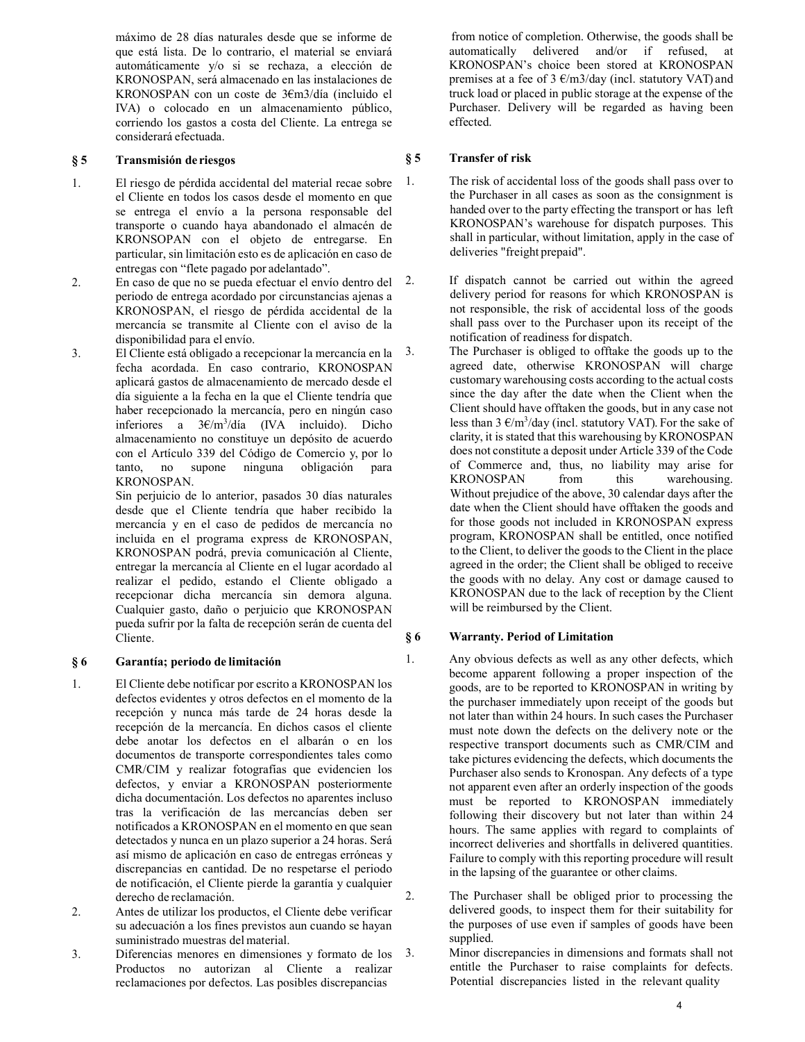máximo de 28 días naturales desde que se informe de que está lista. De lo contrario, el material se enviará automáticamente y/o si se rechaza, a elección de KRONOSPAN, será almacenado en las instalaciones de KRONOSPAN con un coste de 3€m3/día (incluido el IVA) o colocado en un almacenamiento público, corriendo los gastos a costa del Cliente. La entrega se considerará efectuada.

## § 5 Transmisión de riesgos

1. El riesgo de pérdida accidental del material recae sobre el Cliente en todos los casos desde el momento en que se entrega el envío a la persona responsable del transporte o cuando haya abandonado el almacén de KRONSOPAN con el objeto de entregarse. En particular, sin limitación esto es de aplicación en caso de entregas con "flete pagado por adelantado".
2. En caso de que no se pueda efectuar el envío dentro del periodo de entrega acordado por circunstancias ajenas a KRONOSPAN, el riesgo de pérdida accidental de la mercancía se transmite al Cliente con el aviso de la disponibilidad para el envío.
3. El Cliente está obligado a recepcionar la mercancía en la fecha acordada. En caso contrario, KRONOSPAN aplicará gastos de almacenamiento de mercado desde el día siguiente a la fecha en la que el Cliente tendría que haber recepcionado la mercancía, pero en ningún caso inferiores a 3€/m$^3$/día (IVA incluido). Dicho almacenamiento no constituye un depósito de acuerdo con el Artículo 339 del Código de Comercio y, por lo tanto, no supone ninguna obligación para KRONOSPAN.
   Sin perjuicio de lo anterior, pasados 30 días naturales desde que el Cliente tendría que haber recibido la mercancía y en el caso de pedidos de mercancía no incluida en el programa express de KRONOSPAN, KRONOSPAN podrá, previa comunicación al Cliente, entregar la mercancía al Cliente en el lugar acordado al realizar el pedido, estando el Cliente obligado a recepcionar dicha mercancía sin demora alguna. Cualquier gasto, daño o perjuicio que KRONOSPAN pueda sufrir por la falta de recepción serán de cuenta del Cliente.

## § 6 Garantía; periodo de limitación

1. El Cliente debe notificar por escrito a KRONOSPAN los defectos evidentes y otros defectos en el momento de la recepción y nunca más tarde de 24 horas desde la recepción de la mercancía. En dichos casos el cliente debe anotar los defectos en el albarán o en los documentos de transporte correspondientes tales como CMR/CIM y realizar fotografías que evidencien los defectos, y enviar a KRONOSPAN posteriormente dicha documentación. Los defectos no aparentes incluso tras la verificación de las mercancías deben ser notificados a KRONOSPAN en el momento en que sean detectados y nunca en un plazo superior a 24 horas. Será así mismo de aplicación en caso de entregas erróneas y discrepancias en cantidad. De no respetarse el periodo de notificación, el Cliente pierde la garantía y cualquier derecho de reclamación.
2. Antes de utilizar los productos, el Cliente debe verificar su adecuación a los fines previstos aun cuando se hayan suministrado muestras del material.
3. Diferencias menores en dimensiones y formato de los Productos no autorizan al Cliente a realizar reclamaciones por defectos. Las posibles discrepancias

from notice of completion. Otherwise, the goods shall be automatically delivered and/or if refused, at KRONOSPAN's choice been stored at KRONOSPAN premises at a fee of 3 €/m3/day (incl. statutory VAT) and truck load or placed in public storage at the expense of the Purchaser. Delivery will be regarded as having been effected.

## § 5 Transfer of risk

1. The risk of accidental loss of the goods shall pass over to the Purchaser in all cases as soon as the consignment is handed over to the party effecting the transport or has left KRONOSPAN's warehouse for dispatch purposes. This shall in particular, without limitation, apply in the case of deliveries "freight prepaid".
2. If dispatch cannot be carried out within the agreed delivery period for reasons for which KRONOSPAN is not responsible, the risk of accidental loss of the goods shall pass over to the Purchaser upon its receipt of the notification of readiness for dispatch.
3. The Purchaser is obliged to offtake the goods up to the agreed date, otherwise KRONOSPAN will charge customary warehousing costs according to the actual costs since the day after the date when the Client when the Client should have offtaken the goods, but in any case not less than 3 €/m$^3$/day (incl. statutory VAT). For the sake of clarity, it is stated that this warehousing by KRONOSPAN does not constitute a deposit under Article 339 of the Code of Commerce and, thus, no liability may arise for KRONOSPAN from this warehousing. Without prejudice of the above, 30 calendar days after the date when the Client should have offtaken the goods and for those goods not included in KRONOSPAN express program, KRONOSPAN shall be entitled, once notified to the Client, to deliver the goods to the Client in the place agreed in the order; the Client shall be obliged to receive the goods with no delay. Any cost or damage caused to KRONOSPAN due to the lack of reception by the Client will be reimbursed by the Client.

## § 6 Warranty. Period of Limitation

1. Any obvious defects as well as any other defects, which become apparent following a proper inspection of the goods, are to be reported to KRONOSPAN in writing by the purchaser immediately upon receipt of the goods but not later than within 24 hours. In such cases the Purchaser must note down the defects on the delivery note or the respective transport documents such as CMR/CIM and take pictures evidencing the defects, which documents the Purchaser also sends to Kronospan. Any defects of a type not apparent even after an orderly inspection of the goods must be reported to KRONOSPAN immediately following their discovery but not later than within 24 hours. The same applies with regard to complaints of incorrect deliveries and shortfalls in delivered quantities. Failure to comply with this reporting procedure will result in the lapsing of the guarantee or other claims.
2. The Purchaser shall be obliged prior to processing the delivered goods, to inspect them for their suitability for the purposes of use even if samples of goods have been supplied.
3. Minor discrepancies in dimensions and formats shall not entitle the Purchaser to raise complaints for defects. Potential discrepancies listed in the relevant quality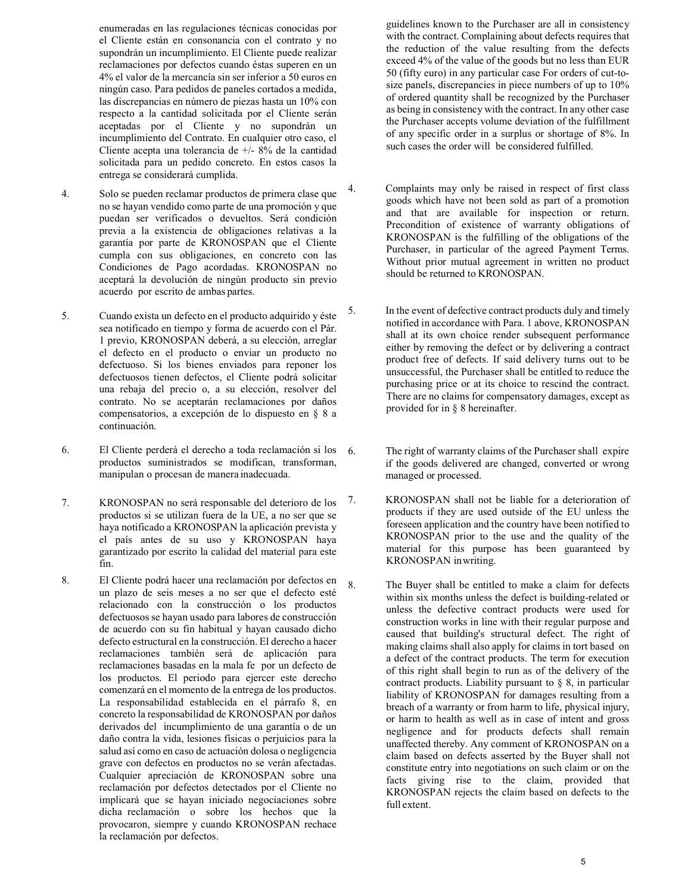enumeradas en las regulaciones técnicas conocidas por el Cliente están en consonancia con el contrato y no supondrán un incumplimiento. El Cliente puede realizar reclamaciones por defectos cuando éstas superen en un 4% el valor de la mercancía sin ser inferior a 50 euros en ningún caso. Para pedidos de paneles cortados a medida, las discrepancias en número de piezas hasta un 10% con respecto a la cantidad solicitada por el Cliente serán aceptadas por el Cliente y no supondrán un incumplimiento del Contrato. En cualquier otro caso, el Cliente acepta una tolerancia de +/- 8% de la cantidad solicitada para un pedido concreto. En estos casos la entrega se considerará cumplida.

4. Solo se pueden reclamar productos de primera clase que no se hayan vendido como parte de una promoción y que puedan ser verificados o devueltos. Será condición previa a la existencia de obligaciones relativas a la garantía por parte de KRONOSPAN que el Cliente cumpla con sus obligaciones, en concreto con las Condiciones de Pago acordadas. KRONOSPAN no aceptará la devolución de ningún producto sin previo acuerdo por escrito de ambas partes.

5. Cuando exista un defecto en el producto adquirido y éste sea notificado en tiempo y forma de acuerdo con el Pár. 1 previo, KRONOSPAN deberá, a su elección, arreglar el defecto en el producto o enviar un producto no defectuoso. Si los bienes enviados para reponer los defectuosos tienen defectos, el Cliente podrá solicitar una rebaja del precio o, a su elección, resolver del contrato. No se aceptarán reclamaciones por daños compensatorios, a excepción de lo dispuesto en § 8 a continuación.

6. El Cliente perderá el derecho a toda reclamación si los productos suministrados se modifican, transforman, manipulan o procesan de manera inadecuada.

7. KRONOSPAN no será responsable del deterioro de los productos si se utilizan fuera de la UE, a no ser que se haya notificado a KRONOSPAN la aplicación prevista y el país antes de su uso y KRONOSPAN haya garantizado por escrito la calidad del material para este fin.

8. El Cliente podrá hacer una reclamación por defectos en un plazo de seis meses a no ser que el defecto esté relacionado con la construcción o los productos defectuosos se hayan usado para labores de construcción de acuerdo con su fin habitual y hayan causado dicho defecto estructural en la construcción. El derecho a hacer reclamaciones también será de aplicación para reclamaciones basadas en la mala fe por un defecto de los productos. El periodo para ejercer este derecho comenzará en el momento de la entrega de los productos. La responsabilidad establecida en el párrafo 8, en concreto la responsabilidad de KRONOSPAN por daños derivados del incumplimiento de una garantía o de un daño contra la vida, lesiones físicas o perjuicios para la salud así como en caso de actuación dolosa o negligencia grave con defectos en productos no se verán afectadas. Cualquier apreciación de KRONOSPAN sobre una reclamación por defectos detectados por el Cliente no implicará que se hayan iniciado negociaciones sobre dicha reclamación o sobre los hechos que la provocaron, siempre y cuando KRONOSPAN rechace la reclamación por defectos.

guidelines known to the Purchaser are all in consistency with the contract. Complaining about defects requires that the reduction of the value resulting from the defects exceed 4% of the value of the goods but no less than EUR 50 (fifty euro) in any particular case For orders of cut-to-size panels, discrepancies in piece numbers of up to 10% of ordered quantity shall be recognized by the Purchaser as being in consistency with the contract. In any other case the Purchaser accepts volume deviation of the fulfillment of any specific order in a surplus or shortage of 8%. In such cases the order will be considered fulfilled.

4. Complaints may only be raised in respect of first class goods which have not been sold as part of a promotion and that are available for inspection or return. Precondition of existence of warranty obligations of KRONOSPAN is the fulfilling of the obligations of the Purchaser, in particular of the agreed Payment Terms. Without prior mutual agreement in written no product should be returned to KRONOSPAN.

5. In the event of defective contract products duly and timely notified in accordance with Para. 1 above, KRONOSPAN shall at its own choice render subsequent performance either by removing the defect or by delivering a contract product free of defects. If said delivery turns out to be unsuccessful, the Purchaser shall be entitled to reduce the purchasing price or at its choice to rescind the contract. There are no claims for compensatory damages, except as provided for in § 8 hereinafter.

6. The right of warranty claims of the Purchaser shall expire if the goods delivered are changed, converted or wrong managed or processed.

7. KRONOSPAN shall not be liable for a deterioration of products if they are used outside of the EU unless the foreseen application and the country have been notified to KRONOSPAN prior to the use and the quality of the material for this purpose has been guaranteed by KRONOSPAN inwriting.

8. The Buyer shall be entitled to make a claim for defects within six months unless the defect is building-related or unless the defective contract products were used for construction works in line with their regular purpose and caused that building's structural defect. The right of making claims shall also apply for claims in tort based on a defect of the contract products. The term for execution of this right shall begin to run as of the delivery of the contract products. Liability pursuant to § 8, in particular liability of KRONOSPAN for damages resulting from a breach of a warranty or from harm to life, physical injury, or harm to health as well as in case of intent and gross negligence and for products defects shall remain unaffected thereby. Any comment of KRONOSPAN on a claim based on defects asserted by the Buyer shall not constitute entry into negotiations on such claim or on the facts giving rise to the claim, provided that KRONOSPAN rejects the claim based on defects to the full extent.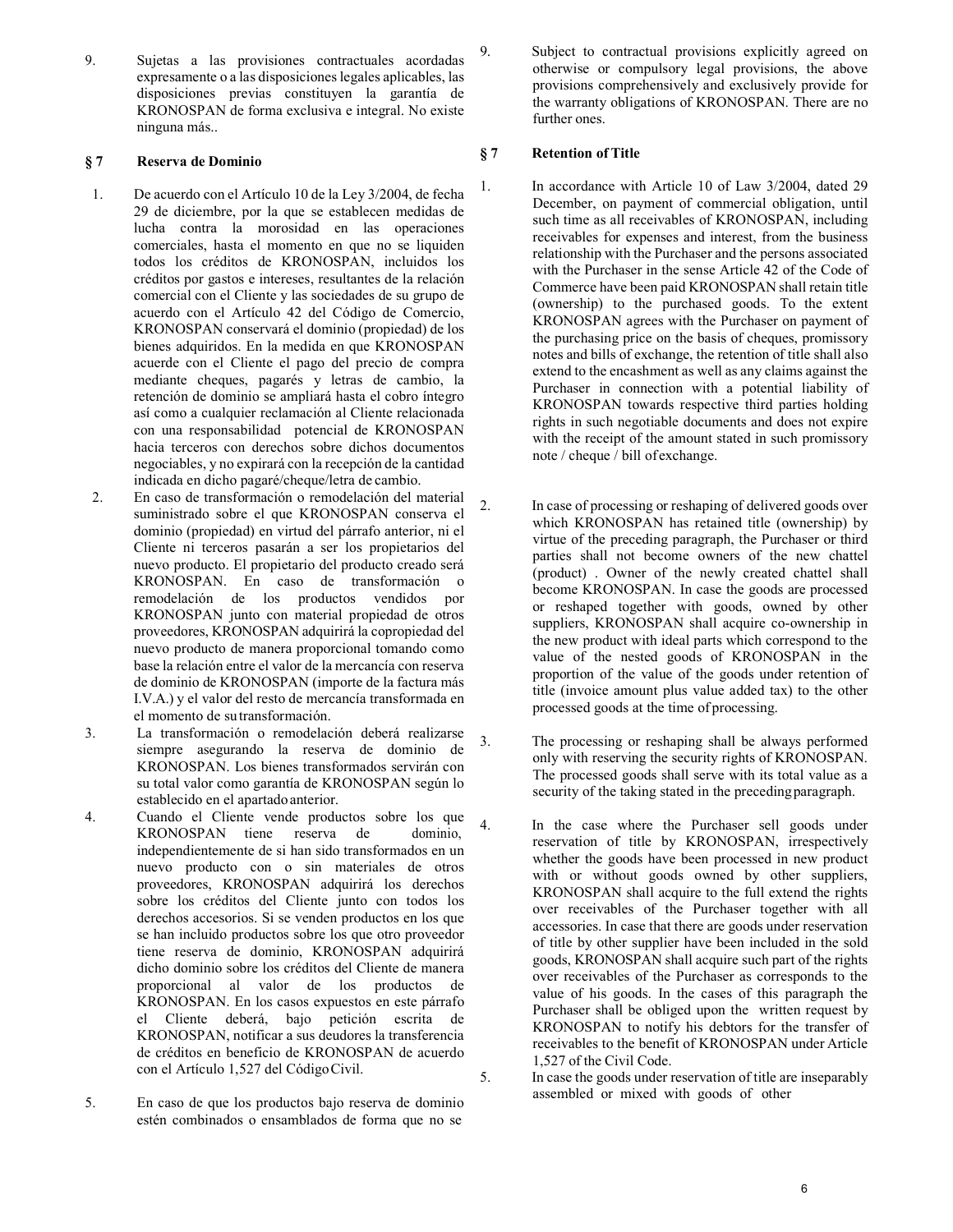9. Sujetas a las provisiones contractuales acordadas expresamente o a las disposiciones legales aplicables, las disposiciones previas constituyen la garantía de KRONOSPAN de forma exclusiva e integral. No existe ninguna más..

## § 7 Reserva de Dominio

1. De acuerdo con el Artículo 10 de la Ley 3/2004, de fecha 29 de diciembre, por la que se establecen medidas de lucha contra la morosidad en las operaciones comerciales, hasta el momento en que no se liquiden todos los créditos de KRONOSPAN, incluidos los créditos por gastos e intereses, resultantes de la relación comercial con el Cliente y las sociedades de su grupo de acuerdo con el Artículo 42 del Código de Comercio, KRONOSPAN conservará el dominio (propiedad) de los bienes adquiridos. En la medida en que KRONOSPAN acuerde con el Cliente el pago del precio de compra mediante cheques, pagarés y letras de cambio, la retención de dominio se ampliará hasta el cobro íntegro así como a cualquier reclamación al Cliente relacionada con una responsabilidad potencial de KRONOSPAN hacia terceros con derechos sobre dichos documentos negociables, y no expirará con la recepción de la cantidad indicada en dicho pagaré/cheque/letra de cambio.
2. En caso de transformación o remodelación del material suministrado sobre el que KRONOSPAN conserva el dominio (propiedad) en virtud del párrafo anterior, ni el Cliente ni terceros pasarán a ser los propietarios del nuevo producto. El propietario del producto creado será KRONOSPAN. En caso de transformación o remodelación de los productos vendidos por KRONOSPAN junto con material propiedad de otros proveedores, KRONOSPAN adquirirá la copropiedad del nuevo producto de manera proporcional tomando como base la relación entre el valor de la mercancía con reserva de dominio de KRONOSPAN (importe de la factura más I.V.A.) y el valor del resto de mercancía transformada en el momento de su transformación.
3. La transformación o remodelación deberá realizarse siempre asegurando la reserva de dominio de KRONOSPAN. Los bienes transformados servirán con su total valor como garantía de KRONOSPAN según lo establecido en el apartado anterior.
4. Cuando el Cliente vende productos sobre los que KRONOSPAN tiene reserva de dominio, independientemente de si han sido transformados en un nuevo producto con o sin materiales de otros proveedores, KRONOSPAN adquirirá los derechos sobre los créditos del Cliente junto con todos los derechos accesorios. Si se venden productos en los que se han incluido productos sobre los que otro proveedor tiene reserva de dominio, KRONOSPAN adquirirá dicho dominio sobre los créditos del Cliente de manera proporcional al valor de los productos de KRONOSPAN. En los casos expuestos en este párrafo el Cliente deberá, bajo petición escrita de KRONOSPAN, notificar a sus deudores la transferencia de créditos en beneficio de KRONOSPAN de acuerdo con el Artículo 1,527 del Código Civil.
5. En caso de que los productos bajo reserva de dominio estén combinados o ensamblados de forma que no se

9. Subject to contractual provisions explicitly agreed on otherwise or compulsory legal provisions, the above provisions comprehensively and exclusively provide for the warranty obligations of KRONOSPAN. There are no further ones.

## § 7 Retention of Title

1. In accordance with Article 10 of Law 3/2004, dated 29 December, on payment of commercial obligation, until such time as all receivables of KRONOSPAN, including receivables for expenses and interest, from the business relationship with the Purchaser and the persons associated with the Purchaser in the sense Article 42 of the Code of Commerce have been paid KRONOSPAN shall retain title (ownership) to the purchased goods. To the extent KRONOSPAN agrees with the Purchaser on payment of the purchasing price on the basis of cheques, promissory notes and bills of exchange, the retention of title shall also extend to the encashment as well as any claims against the Purchaser in connection with a potential liability of KRONOSPAN towards respective third parties holding rights in such negotiable documents and does not expire with the receipt of the amount stated in such promissory note / cheque / bill of exchange.
2. In case of processing or reshaping of delivered goods over which KRONOSPAN has retained title (ownership) by virtue of the preceding paragraph, the Purchaser or third parties shall not become owners of the new chattel (product) . Owner of the newly created chattel shall become KRONOSPAN. In case the goods are processed or reshaped together with goods, owned by other suppliers, KRONOSPAN shall acquire co-ownership in the new product with ideal parts which correspond to the value of the nested goods of KRONOSPAN in the proportion of the value of the goods under retention of title (invoice amount plus value added tax) to the other processed goods at the time of processing.
3. The processing or reshaping shall be always performed only with reserving the security rights of KRONOSPAN. The processed goods shall serve with its total value as a security of the taking stated in the preceding paragraph.
4. In the case where the Purchaser sell goods under reservation of title by KRONOSPAN, irrespectively whether the goods have been processed in new product with or without goods owned by other suppliers, KRONOSPAN shall acquire to the full extend the rights over receivables of the Purchaser together with all accessories. In case that there are goods under reservation of title by other supplier have been included in the sold goods, KRONOSPAN shall acquire such part of the rights over receivables of the Purchaser as corresponds to the value of his goods. In the cases of this paragraph the Purchaser shall be obliged upon the written request by KRONOSPAN to notify his debtors for the transfer of receivables to the benefit of KRONOSPAN under Article 1,527 of the Civil Code.
5. In case the goods under reservation of title are inseparably assembled or mixed with goods of other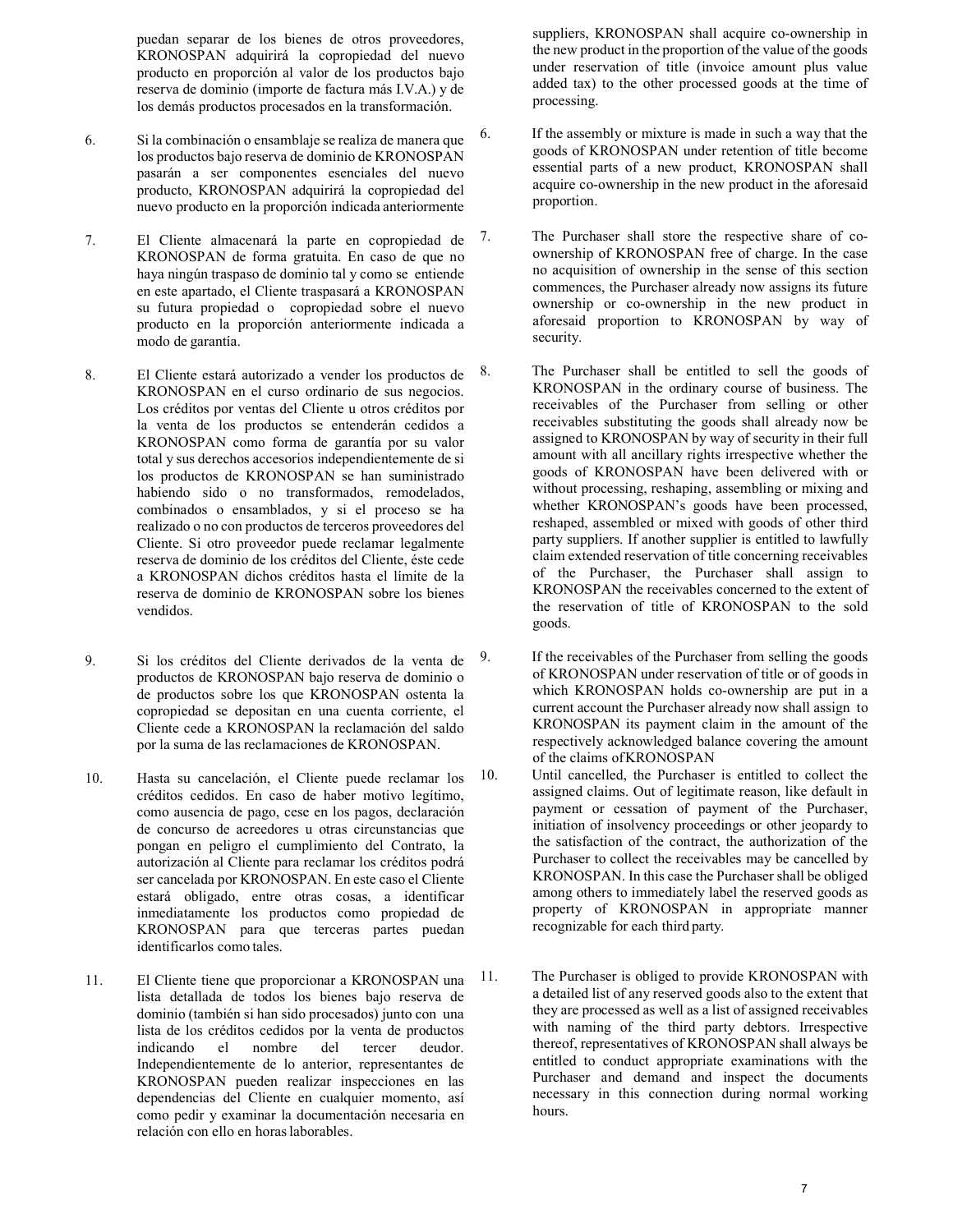puedan separar de los bienes de otros proveedores, KRONOSPAN adquirirá la copropiedad del nuevo producto en proporción al valor de los productos bajo reserva de dominio (importe de factura más I.V.A.) y de los demás productos procesados en la transformación.

6. Si la combinación o ensamblaje se realiza de manera que los productos bajo reserva de dominio de KRONOSPAN pasarán a ser componentes esenciales del nuevo producto, KRONOSPAN adquirirá la copropiedad del nuevo producto en la proporción indicada anteriormente

7. El Cliente almacenará la parte en copropiedad de KRONOSPAN de forma gratuita. En caso de que no haya ningún traspaso de dominio tal y como se entiende en este apartado, el Cliente traspasará a KRONOSPAN su futura propiedad o copropiedad sobre el nuevo producto en la proporción anteriormente indicada a modo de garantía.

8. El Cliente estará autorizado a vender los productos de KRONOSPAN en el curso ordinario de sus negocios. Los créditos por ventas del Cliente u otros créditos por la venta de los productos se entenderán cedidos a KRONOSPAN como forma de garantía por su valor total y sus derechos accesorios independientemente de si los productos de KRONOSPAN se han suministrado habiendo sido o no transformados, remodelados, combinados o ensamblados, y si el proceso se ha realizado o no con productos de terceros proveedores del Cliente. Si otro proveedor puede reclamar legalmente reserva de dominio de los créditos del Cliente, éste cede a KRONOSPAN dichos créditos hasta el límite de la reserva de dominio de KRONOSPAN sobre los bienes vendidos.

9. Si los créditos del Cliente derivados de la venta de productos de KRONOSPAN bajo reserva de dominio o de productos sobre los que KRONOSPAN ostenta la copropiedad se depositan en una cuenta corriente, el Cliente cede a KRONOSPAN la reclamación del saldo por la suma de las reclamaciones de KRONOSPAN.

10. Hasta su cancelación, el Cliente puede reclamar los créditos cedidos. En caso de haber motivo legítimo, como ausencia de pago, cese en los pagos, declaración de concurso de acreedores u otras circunstancias que pongan en peligro el cumplimiento del Contrato, la autorización al Cliente para reclamar los créditos podrá ser cancelada por KRONOSPAN. En este caso el Cliente estará obligado, entre otras cosas, a identificar inmediatamente los productos como propiedad de KRONOSPAN para que terceras partes puedan identificarlos como tales.

11. El Cliente tiene que proporcionar a KRONOSPAN una lista detallada de todos los bienes bajo reserva de dominio (también si han sido procesados) junto con una lista de los créditos cedidos por la venta de productos indicando el nombre del tercer deudor. Independientemente de lo anterior, representantes de KRONOSPAN pueden realizar inspecciones en las dependencias del Cliente en cualquier momento, así como pedir y examinar la documentación necesaria en relación con ello en horas laborables.

suppliers, KRONOSPAN shall acquire co-ownership in the new product in the proportion of the value of the goods under reservation of title (invoice amount plus value added tax) to the other processed goods at the time of processing.

6. If the assembly or mixture is made in such a way that the goods of KRONOSPAN under retention of title become essential parts of a new product, KRONOSPAN shall acquire co-ownership in the new product in the aforesaid proportion.

7. The Purchaser shall store the respective share of co-ownership of KRONOSPAN free of charge. In the case no acquisition of ownership in the sense of this section commences, the Purchaser already now assigns its future ownership or co-ownership in the new product in aforesaid proportion to KRONOSPAN by way of security.

8. The Purchaser shall be entitled to sell the goods of KRONOSPAN in the ordinary course of business. The receivables of the Purchaser from selling or other receivables substituting the goods shall already now be assigned to KRONOSPAN by way of security in their full amount with all ancillary rights irrespective whether the goods of KRONOSPAN have been delivered with or without processing, reshaping, assembling or mixing and whether KRONOSPAN's goods have been processed, reshaped, assembled or mixed with goods of other third party suppliers. If another supplier is entitled to lawfully claim extended reservation of title concerning receivables of the Purchaser, the Purchaser shall assign to KRONOSPAN the receivables concerned to the extent of the reservation of title of KRONOSPAN to the sold goods.

9. If the receivables of the Purchaser from selling the goods of KRONOSPAN under reservation of title or of goods in which KRONOSPAN holds co-ownership are put in a current account the Purchaser already now shall assign to KRONOSPAN its payment claim in the amount of the respectively acknowledged balance covering the amount of the claims ofKRONOSPAN

10. Until cancelled, the Purchaser is entitled to collect the assigned claims. Out of legitimate reason, like default in payment or cessation of payment of the Purchaser, initiation of insolvency proceedings or other jeopardy to the satisfaction of the contract, the authorization of the Purchaser to collect the receivables may be cancelled by KRONOSPAN. In this case the Purchaser shall be obliged among others to immediately label the reserved goods as property of KRONOSPAN in appropriate manner recognizable for each third party.

11. The Purchaser is obliged to provide KRONOSPAN with a detailed list of any reserved goods also to the extent that they are processed as well as a list of assigned receivables with naming of the third party debtors. Irrespective thereof, representatives of KRONOSPAN shall always be entitled to conduct appropriate examinations with the Purchaser and demand and inspect the documents necessary in this connection during normal working hours.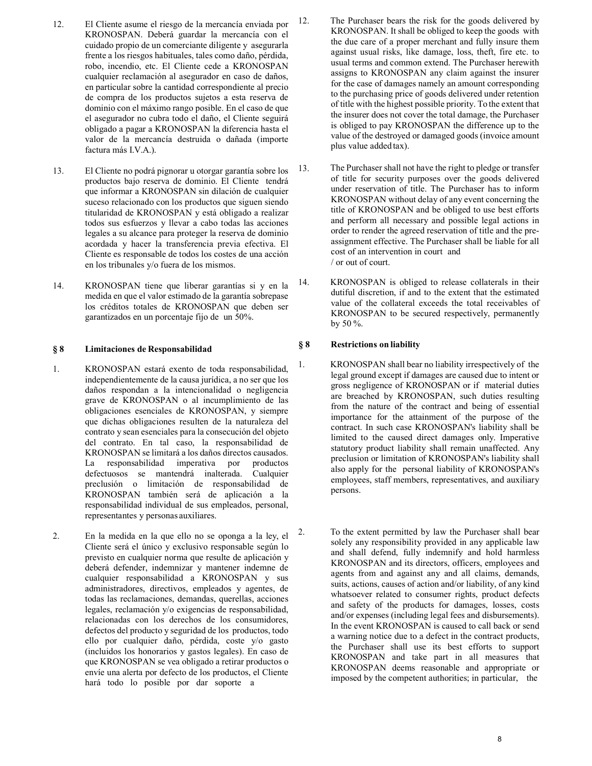12. El Cliente asume el riesgo de la mercancía enviada por KRONOSPAN. Deberá guardar la mercancía con el cuidado propio de un comerciante diligente y asegurarla frente a los riesgos habituales, tales como daño, pérdida, robo, incendio, etc. El Cliente cede a KRONOSPAN cualquier reclamación al asegurador en caso de daños, en particular sobre la cantidad correspondiente al precio de compra de los productos sujetos a esta reserva de dominio con el máximo rango posible. En el caso de que el asegurador no cubra todo el daño, el Cliente seguirá obligado a pagar a KRONOSPAN la diferencia hasta el valor de la mercancía destruida o dañada (importe factura más I.V.A.).

13. El Cliente no podrá pignorar u otorgar garantía sobre los productos bajo reserva de dominio. El Cliente tendrá que informar a KRONOSPAN sin dilación de cualquier suceso relacionado con los productos que siguen siendo titularidad de KRONOSPAN y está obligado a realizar todos sus esfuerzos y llevar a cabo todas las acciones legales a su alcance para proteger la reserva de dominio acordada y hacer la transferencia previa efectiva. El Cliente es responsable de todos los costes de una acción en los tribunales y/o fuera de los mismos.

14. KRONOSPAN tiene que liberar garantías si y en la medida en que el valor estimado de la garantía sobrepase los créditos totales de KRONOSPAN que deben ser garantizados en un porcentaje fijo de un 50%.

## § 8 Limitaciones de Responsabilidad

1. KRONOSPAN estará exento de toda responsabilidad, independientemente de la causa jurídica, a no ser que los daños respondan a la intencionalidad o negligencia grave de KRONOSPAN o al incumplimiento de las obligaciones esenciales de KRONOSPAN, y siempre que dichas obligaciones resulten de la naturaleza del contrato y sean esenciales para la consecución del objeto del contrato. En tal caso, la responsabilidad de KRONOSPAN se limitará a los daños directos causados. La responsabilidad imperativa por productos defectuosos se mantendrá inalterada. Cualquier preclusión o limitación de responsabilidad de KRONOSPAN también será de aplicación a la responsabilidad individual de sus empleados, personal, representantes y personas auxiliares.

2. En la medida en la que ello no se oponga a la ley, el Cliente será el único y exclusivo responsable según lo previsto en cualquier norma que resulte de aplicación y deberá defender, indemnizar y mantener indemne de cualquier responsabilidad a KRONOSPAN y sus administradores, directivos, empleados y agentes, de todas las reclamaciones, demandas, querellas, acciones legales, reclamación y/o exigencias de responsabilidad, relacionadas con los derechos de los consumidores, defectos del producto y seguridad de los productos, todo ello por cualquier daño, pérdida, coste y/o gasto (incluidos los honorarios y gastos legales). En caso de que KRONOSPAN se vea obligado a retirar productos o envíe una alerta por defecto de los productos, el Cliente hará todo lo posible por dar soporte a

12. The Purchaser bears the risk for the goods delivered by KRONOSPAN. It shall be obliged to keep the goods with the due care of a proper merchant and fully insure them against usual risks, like damage, loss, theft, fire etc. to usual terms and common extend. The Purchaser herewith assigns to KRONOSPAN any claim against the insurer for the case of damages namely an amount corresponding to the purchasing price of goods delivered under retention of title with the highest possible priority. To the extent that the insurer does not cover the total damage, the Purchaser is obliged to pay KRONOSPAN the difference up to the value of the destroyed or damaged goods (invoice amount plus value added tax).

13. The Purchaser shall not have the right to pledge or transfer of title for security purposes over the goods delivered under reservation of title. The Purchaser has to inform KRONOSPAN without delay of any event concerning the title of KRONOSPAN and be obliged to use best efforts and perform all necessary and possible legal actions in order to render the agreed reservation of title and the pre-assignment effective. The Purchaser shall be liable for all cost of an intervention in court and / or out of court.

14. KRONOSPAN is obliged to release collaterals in their dutiful discretion, if and to the extent that the estimated value of the collateral exceeds the total receivables of KRONOSPAN to be secured respectively, permanently by 50 %.

## § 8 Restrictions on liability

1. KRONOSPAN shall bear no liability irrespectively of the legal ground except if damages are caused due to intent or gross negligence of KRONOSPAN or if material duties are breached by KRONOSPAN, such duties resulting from the nature of the contract and being of essential importance for the attainment of the purpose of the contract. In such case KRONOSPAN's liability shall be limited to the caused direct damages only. Imperative statutory product liability shall remain unaffected. Any preclusion or limitation of KRONOSPAN's liability shall also apply for the personal liability of KRONOSPAN's employees, staff members, representatives, and auxiliary persons.

2. To the extent permitted by law the Purchaser shall bear solely any responsibility provided in any applicable law and shall defend, fully indemnify and hold harmless KRONOSPAN and its directors, officers, employees and agents from and against any and all claims, demands, suits, actions, causes of action and/or liability, of any kind whatsoever related to consumer rights, product defects and safety of the products for damages, losses, costs and/or expenses (including legal fees and disbursements). In the event KRONOSPAN is caused to call back or send a warning notice due to a defect in the contract products, the Purchaser shall use its best efforts to support KRONOSPAN and take part in all measures that KRONOSPAN deems reasonable and appropriate or imposed by the competent authorities; in particular, the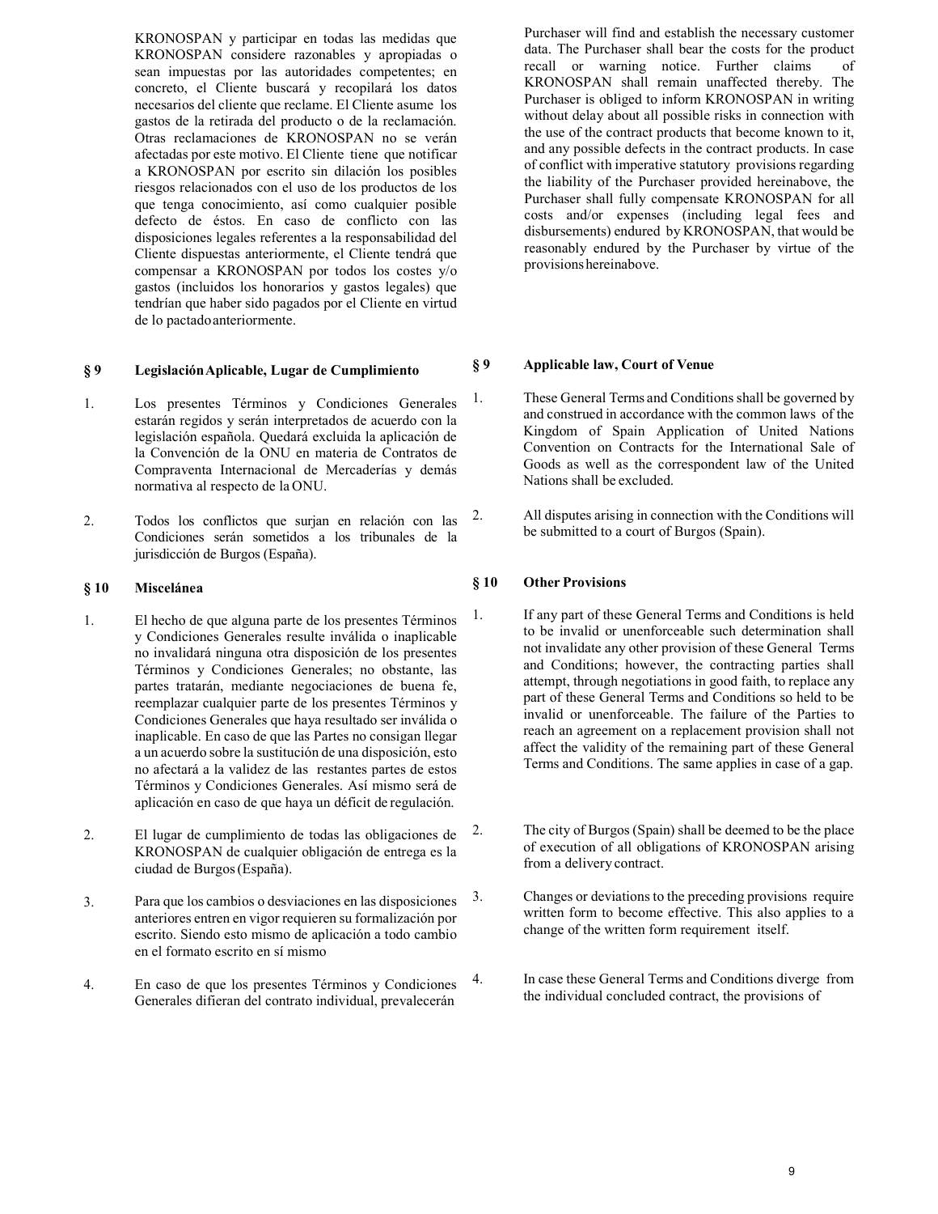KRONOSPAN y participar en todas las medidas que KRONOSPAN considere razonables y apropiadas o sean impuestas por las autoridades competentes; en concreto, el Cliente buscará y recopilará los datos necesarios del cliente que reclame. El Cliente asume los gastos de la retirada del producto o de la reclamación. Otras reclamaciones de KRONOSPAN no se verán afectadas por este motivo. El Cliente tiene que notificar a KRONOSPAN por escrito sin dilación los posibles riesgos relacionados con el uso de los productos de los que tenga conocimiento, así como cualquier posible defecto de éstos. En caso de conflicto con las disposiciones legales referentes a la responsabilidad del Cliente dispuestas anteriormente, el Cliente tendrá que compensar a KRONOSPAN por todos los costes y/o gastos (incluidos los honorarios y gastos legales) que tendrían que haber sido pagados por el Cliente en virtud de lo pactado anteriormente.

## § 9 Legislación Aplicable, Lugar de Cumplimiento

1. Los presentes Términos y Condiciones Generales estarán regidos y serán interpretados de acuerdo con la legislación española. Quedará excluida la aplicación de la Convención de la ONU en materia de Contratos de Compraventa Internacional de Mercaderías y demás normativa al respecto de la ONU.

2. Todos los conflictos que surjan en relación con las Condiciones serán sometidos a los tribunales de la jurisdicción de Burgos (España).

## § 10 Miscelánea

1. El hecho de que alguna parte de los presentes Términos y Condiciones Generales resulte inválida o inaplicable no invalidará ninguna otra disposición de los presentes Términos y Condiciones Generales; no obstante, las partes tratarán, mediante negociaciones de buena fe, reemplazar cualquier parte de los presentes Términos y Condiciones Generales que haya resultado ser inválida o inaplicable. En caso de que las Partes no consigan llegar a un acuerdo sobre la sustitución de una disposición, esto no afectará a la validez de las restantes partes de estos Términos y Condiciones Generales. Así mismo será de aplicación en caso de que haya un déficit de regulación.

2. El lugar de cumplimiento de todas las obligaciones de KRONOSPAN de cualquier obligación de entrega es la ciudad de Burgos (España).

3. Para que los cambios o desviaciones en las disposiciones anteriores entren en vigor requieren su formalización por escrito. Siendo esto mismo de aplicación a todo cambio en el formato escrito en sí mismo

4. En caso de que los presentes Términos y Condiciones Generales difieran del contrato individual, prevalecerán

Purchaser will find and establish the necessary customer data. The Purchaser shall bear the costs for the product recall or warning notice. Further claims of KRONOSPAN shall remain unaffected thereby. The Purchaser is obliged to inform KRONOSPAN in writing without delay about all possible risks in connection with the use of the contract products that become known to it, and any possible defects in the contract products. In case of conflict with imperative statutory provisions regarding the liability of the Purchaser provided hereinabove, the Purchaser shall fully compensate KRONOSPAN for all costs and/or expenses (including legal fees and disbursements) endured by KRONOSPAN, that would be reasonably endured by the Purchaser by virtue of the provisions hereinabove.

## § 9 Applicable law, Court of Venue

1. These General Terms and Conditions shall be governed by and construed in accordance with the common laws of the Kingdom of Spain Application of United Nations Convention on Contracts for the International Sale of Goods as well as the correspondent law of the United Nations shall be excluded.

2. All disputes arising in connection with the Conditions will be submitted to a court of Burgos (Spain).

## § 10 Other Provisions

1. If any part of these General Terms and Conditions is held to be invalid or unenforceable such determination shall not invalidate any other provision of these General Terms and Conditions; however, the contracting parties shall attempt, through negotiations in good faith, to replace any part of these General Terms and Conditions so held to be invalid or unenforceable. The failure of the Parties to reach an agreement on a replacement provision shall not affect the validity of the remaining part of these General Terms and Conditions. The same applies in case of a gap.

2. The city of Burgos (Spain) shall be deemed to be the place of execution of all obligations of KRONOSPAN arising from a delivery contract.

3. Changes or deviations to the preceding provisions require written form to become effective. This also applies to a change of the written form requirement itself.

4. In case these General Terms and Conditions diverge from the individual concluded contract, the provisions of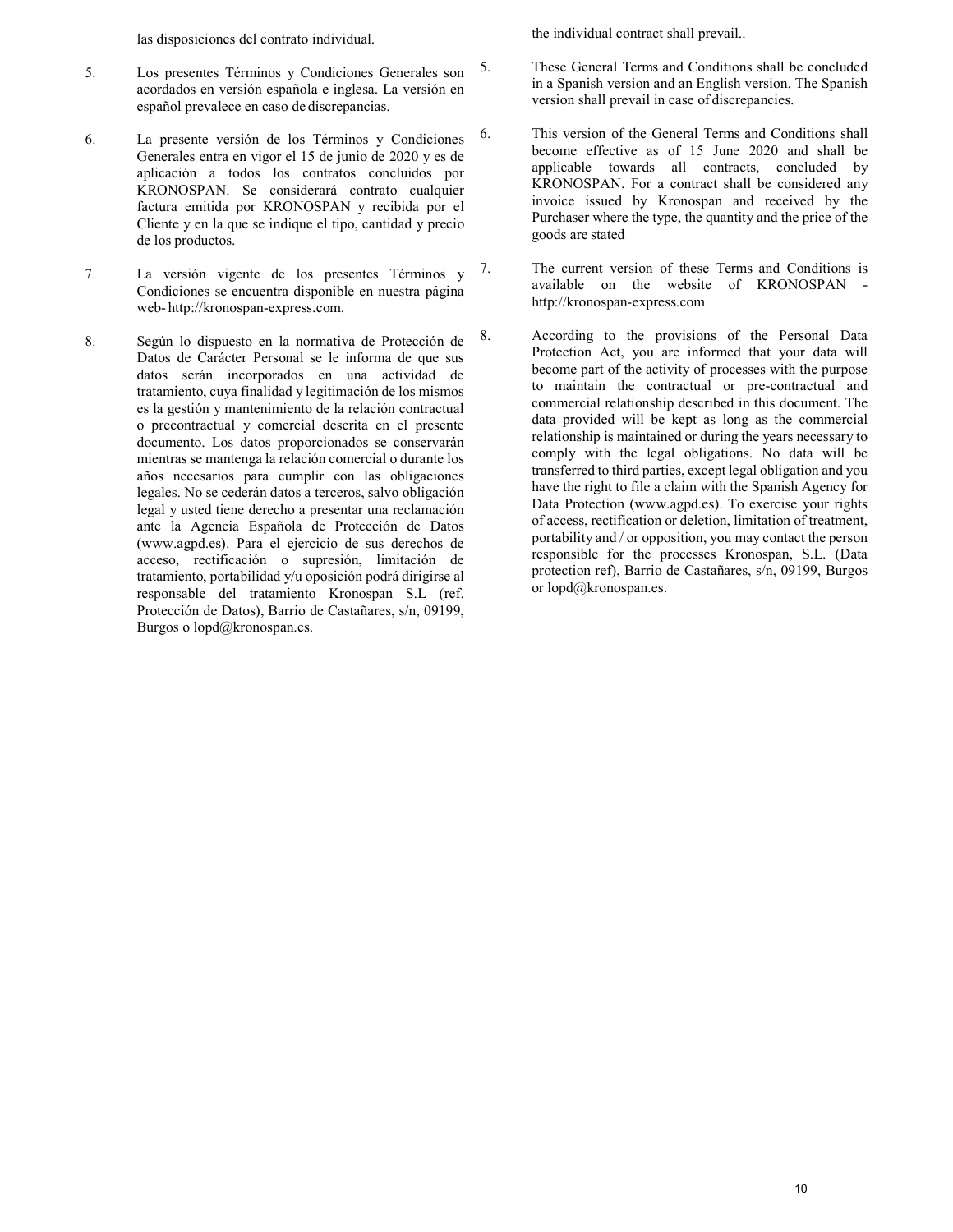las disposiciones del contrato individual.

5. Los presentes Términos y Condiciones Generales son acordados en versión española e inglesa. La versión en español prevalece en caso de discrepancias.

6. La presente versión de los Términos y Condiciones Generales entra en vigor el 15 de junio de 2020 y es de aplicación a todos los contratos concluidos por KRONOSPAN. Se considerará contrato cualquier factura emitida por KRONOSPAN y recibida por el Cliente y en la que se indique el tipo, cantidad y precio de los productos.

7. La versión vigente de los presentes Términos y Condiciones se encuentra disponible en nuestra página web- http://kronospan-express.com.

8. Según lo dispuesto en la normativa de Protección de Datos de Carácter Personal se le informa de que sus datos serán incorporados en una actividad de tratamiento, cuya finalidad y legitimación de los mismos es la gestión y mantenimiento de la relación contractual o precontractual y comercial descrita en el presente documento. Los datos proporcionados se conservarán mientras se mantenga la relación comercial o durante los años necesarios para cumplir con las obligaciones legales. No se cederán datos a terceros, salvo obligación legal y usted tiene derecho a presentar una reclamación ante la Agencia Española de Protección de Datos (www.agpd.es). Para el ejercicio de sus derechos de acceso, rectificación o supresión, limitación de tratamiento, portabilidad y/u oposición podrá dirigirse al responsable del tratamiento Kronospan S.L (ref. Protección de Datos), Barrio de Castañares, s/n, 09199, Burgos o lopd@kronospan.es.

the individual contract shall prevail..

5. These General Terms and Conditions shall be concluded in a Spanish version and an English version. The Spanish version shall prevail in case of discrepancies.

6. This version of the General Terms and Conditions shall become effective as of 15 June 2020 and shall be applicable towards all contracts, concluded by KRONOSPAN. For a contract shall be considered any invoice issued by Kronospan and received by the Purchaser where the type, the quantity and the price of the goods are stated

7. The current version of these Terms and Conditions is available on the website of KRONOSPAN - http://kronospan-express.com

8. According to the provisions of the Personal Data Protection Act, you are informed that your data will become part of the activity of processes with the purpose to maintain the contractual or pre-contractual and commercial relationship described in this document. The data provided will be kept as long as the commercial relationship is maintained or during the years necessary to comply with the legal obligations. No data will be transferred to third parties, except legal obligation and you have the right to file a claim with the Spanish Agency for Data Protection (www.agpd.es). To exercise your rights of access, rectification or deletion, limitation of treatment, portability and / or opposition, you may contact the person responsible for the processes Kronospan, S.L. (Data protection ref), Barrio de Castañares, s/n, 09199, Burgos or lopd@kronospan.es.